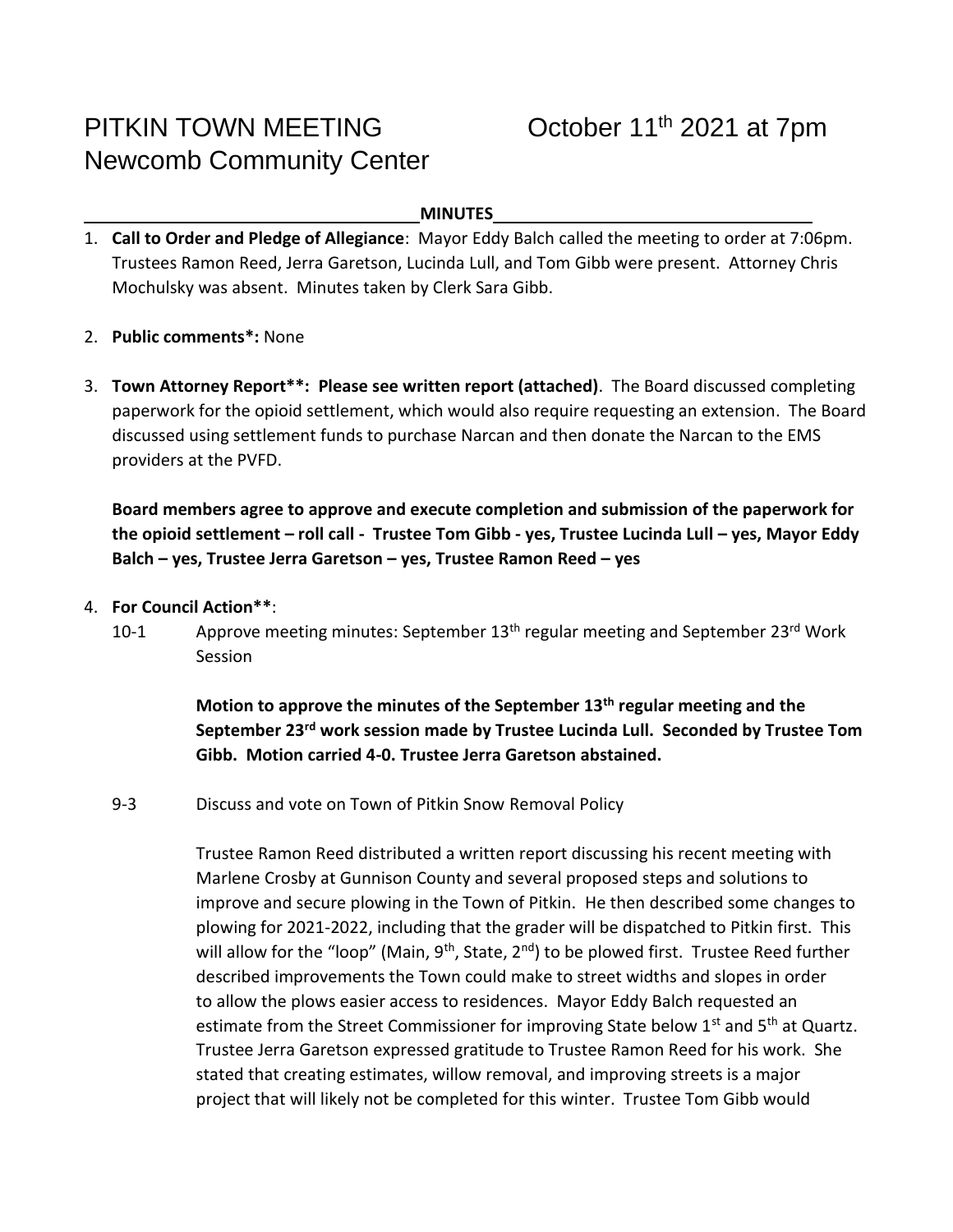# PITKIN TOWN MEETING October 11th 2021 at 7pm

# Newcomb Community Center

**MINUTES**

1. **Call to Order and Pledge of Allegiance**: Mayor Eddy Balch called the meeting to order at 7:06pm. Trustees Ramon Reed, Jerra Garetson, Lucinda Lull, and Tom Gibb were present. Attorney Chris Mochulsky was absent. Minutes taken by Clerk Sara Gibb.

2. **Public comments*:** None

3. **Town Attorney Report**: Please see written report (attached)**. The Board discussed completing paperwork for the opioid settlement, which would also require requesting an extension. The Board discussed using settlement funds to purchase Narcan and then donate the Narcan to the EMS providers at the PVFD.

   **Board members agree to approve and execute completion and submission of the paperwork for the opioid settlement – roll call - Trustee Tom Gibb - yes, Trustee Lucinda Lull – yes, Mayor Eddy Balch – yes, Trustee Jerra Garetson – yes, Trustee Ramon Reed – yes**

4. **For Council Action****:

   10-1 Approve meeting minutes: September 13th regular meeting and September 23rd Work Session

   **Motion to approve the minutes of the September 13th regular meeting and the September 23rd work session made by Trustee Lucinda Lull. Seconded by Trustee Tom Gibb. Motion carried 4-0. Trustee Jerra Garetson abstained.**

   9-3 Discuss and vote on Town of Pitkin Snow Removal Policy

   Trustee Ramon Reed distributed a written report discussing his recent meeting with Marlene Crosby at Gunnison County and several proposed steps and solutions to improve and secure plowing in the Town of Pitkin. He then described some changes to plowing for 2021-2022, including that the grader will be dispatched to Pitkin first. This will allow for the "loop" (Main, 9th, State, 2nd) to be plowed first. Trustee Reed further described improvements the Town could make to street widths and slopes in order to allow the plows easier access to residences. Mayor Eddy Balch requested an estimate from the Street Commissioner for improving State below 1st and 5th at Quartz. Trustee Jerra Garetson expressed gratitude to Trustee Ramon Reed for his work. She stated that creating estimates, willow removal, and improving streets is a major project that will likely not be completed for this winter. Trustee Tom Gibb would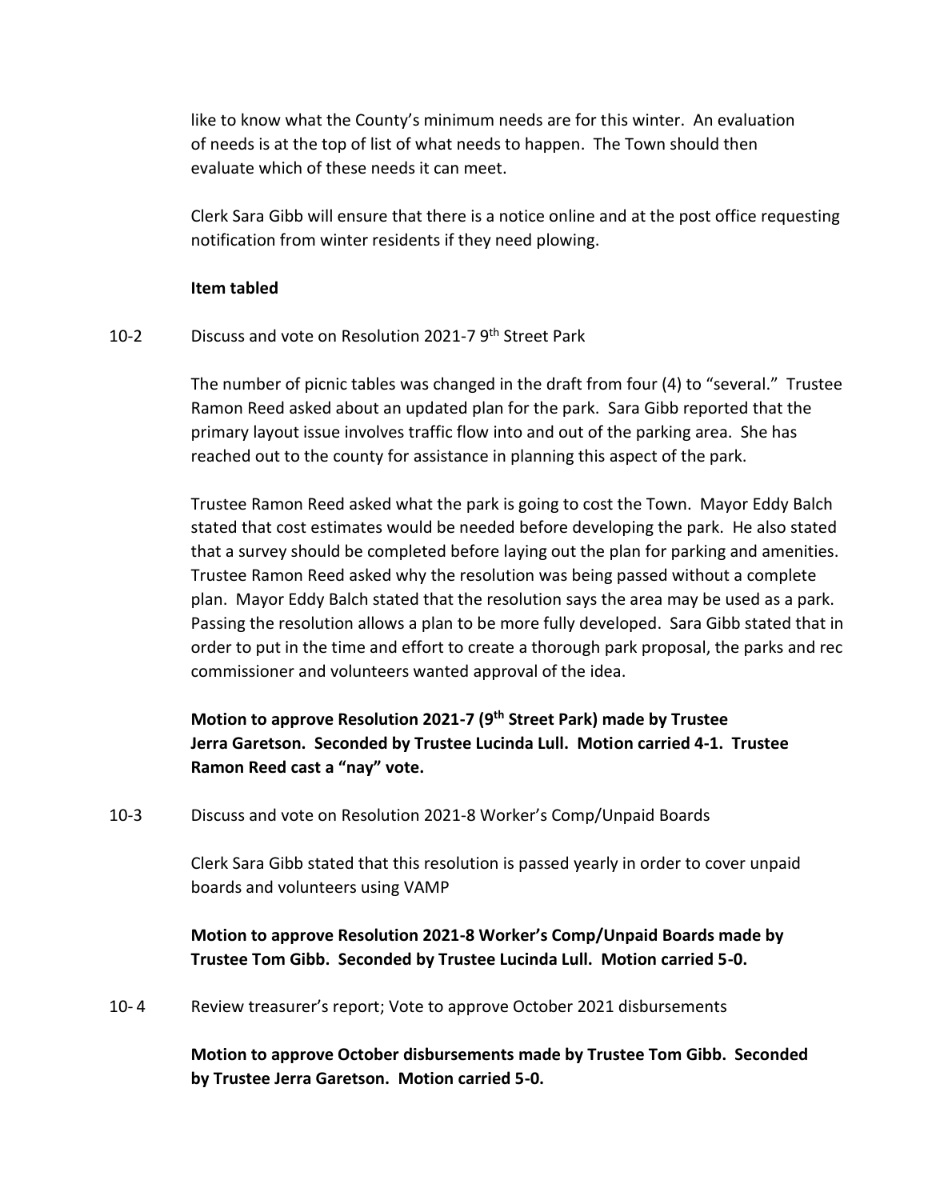like to know what the County's minimum needs are for this winter. An evaluation of needs is at the top of list of what needs to happen. The Town should then evaluate which of these needs it can meet.

Clerk Sara Gibb will ensure that there is a notice online and at the post office requesting notification from winter residents if they need plowing.

**Item tabled**

10-2 Discuss and vote on Resolution 2021-7 9th Street Park

The number of picnic tables was changed in the draft from four (4) to "several." Trustee Ramon Reed asked about an updated plan for the park. Sara Gibb reported that the primary layout issue involves traffic flow into and out of the parking area. She has reached out to the county for assistance in planning this aspect of the park.

Trustee Ramon Reed asked what the park is going to cost the Town. Mayor Eddy Balch stated that cost estimates would be needed before developing the park. He also stated that a survey should be completed before laying out the plan for parking and amenities. Trustee Ramon Reed asked why the resolution was being passed without a complete plan. Mayor Eddy Balch stated that the resolution says the area may be used as a park. Passing the resolution allows a plan to be more fully developed. Sara Gibb stated that in order to put in the time and effort to create a thorough park proposal, the parks and rec commissioner and volunteers wanted approval of the idea.

**Motion to approve Resolution 2021-7 (9th Street Park) made by Trustee Jerra Garetson. Seconded by Trustee Lucinda Lull. Motion carried 4-1. Trustee Ramon Reed cast a "nay" vote.**

10-3 Discuss and vote on Resolution 2021-8 Worker's Comp/Unpaid Boards

Clerk Sara Gibb stated that this resolution is passed yearly in order to cover unpaid boards and volunteers using VAMP

**Motion to approve Resolution 2021-8 Worker's Comp/Unpaid Boards made by Trustee Tom Gibb. Seconded by Trustee Lucinda Lull. Motion carried 5-0.**

10- 4 Review treasurer's report; Vote to approve October 2021 disbursements

**Motion to approve October disbursements made by Trustee Tom Gibb. Seconded by Trustee Jerra Garetson. Motion carried 5-0.**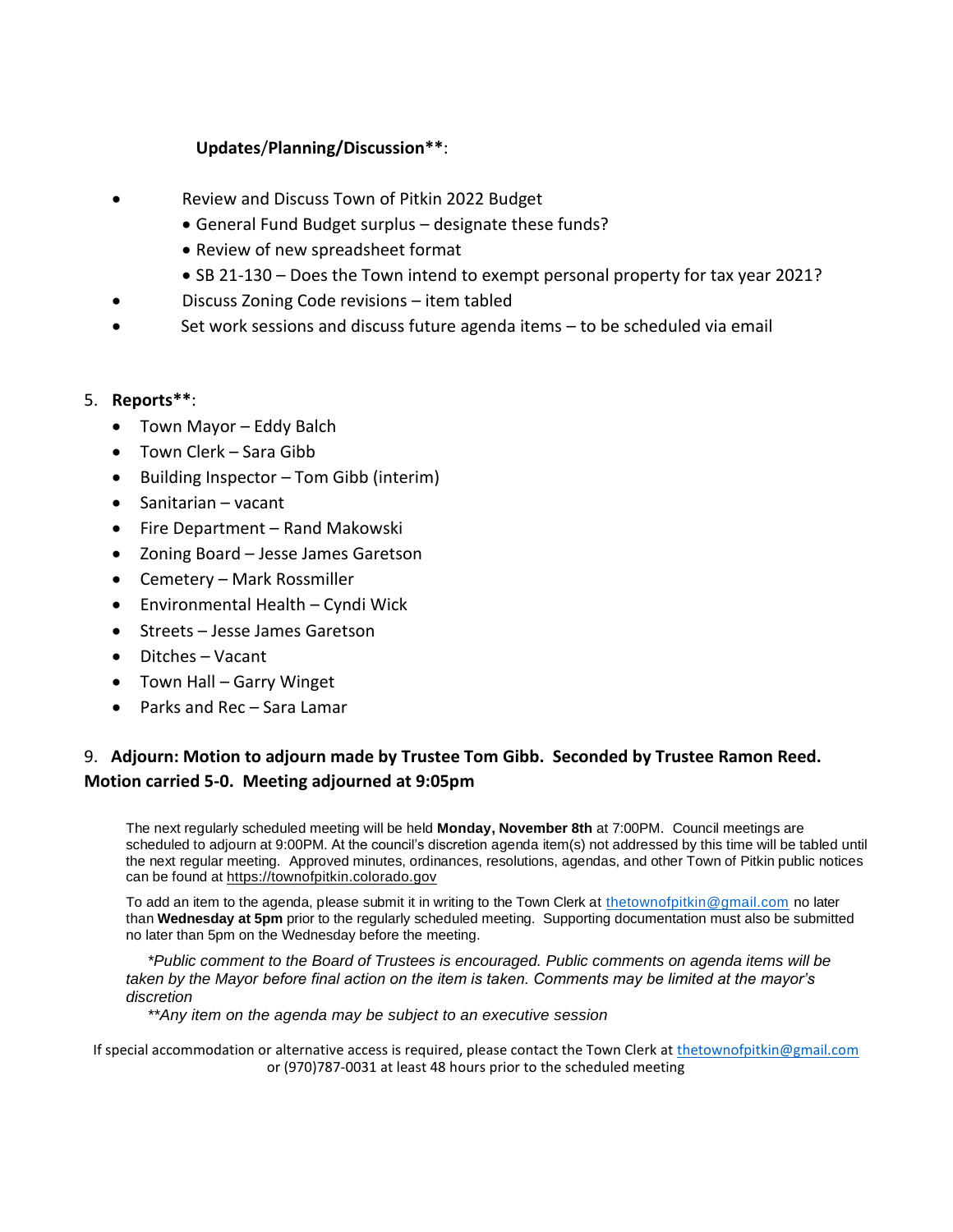**Updates/Planning/Discussion****:

- Review and Discuss Town of Pitkin 2022 Budget
  - General Fund Budget surplus – designate these funds?
  - Review of new spreadsheet format
  - SB 21-130 – Does the Town intend to exempt personal property for tax year 2021?
- Discuss Zoning Code revisions – item tabled
- Set work sessions and discuss future agenda items – to be scheduled via email

5. **Reports****:
   - Town Mayor – Eddy Balch
   - Town Clerk – Sara Gibb
   - Building Inspector – Tom Gibb (interim)
   - Sanitarian – vacant
   - Fire Department – Rand Makowski
   - Zoning Board – Jesse James Garetson
   - Cemetery – Mark Rossmiller
   - Environmental Health – Cyndi Wick
   - Streets – Jesse James Garetson
   - Ditches – Vacant
   - Town Hall – Garry Winget
   - Parks and Rec – Sara Lamar

9. **Adjourn: Motion to adjourn made by Trustee Tom Gibb. Seconded by Trustee Ramon Reed. Motion carried 5-0. Meeting adjourned at 9:05pm**

The next regularly scheduled meeting will be held **Monday, November 8th** at 7:00PM. Council meetings are scheduled to adjourn at 9:00PM. At the council's discretion agenda item(s) not addressed by this time will be tabled until the next regular meeting. Approved minutes, ordinances, resolutions, agendas, and other Town of Pitkin public notices can be found at https://townofpitkin.colorado.gov

To add an item to the agenda, please submit it in writing to the Town Clerk at thetownofpitkin@gmail.com no later than **Wednesday at 5pm** prior to the regularly scheduled meeting. Supporting documentation must also be submitted no later than 5pm on the Wednesday before the meeting.

*\*Public comment to the Board of Trustees is encouraged. Public comments on agenda items will be taken by the Mayor before final action on the item is taken. Comments may be limited at the mayor's discretion*

*\*\*Any item on the agenda may be subject to an executive session*

If special accommodation or alternative access is required, please contact the Town Clerk at thetownofpitkin@gmail.com or (970)787-0031 at least 48 hours prior to the scheduled meeting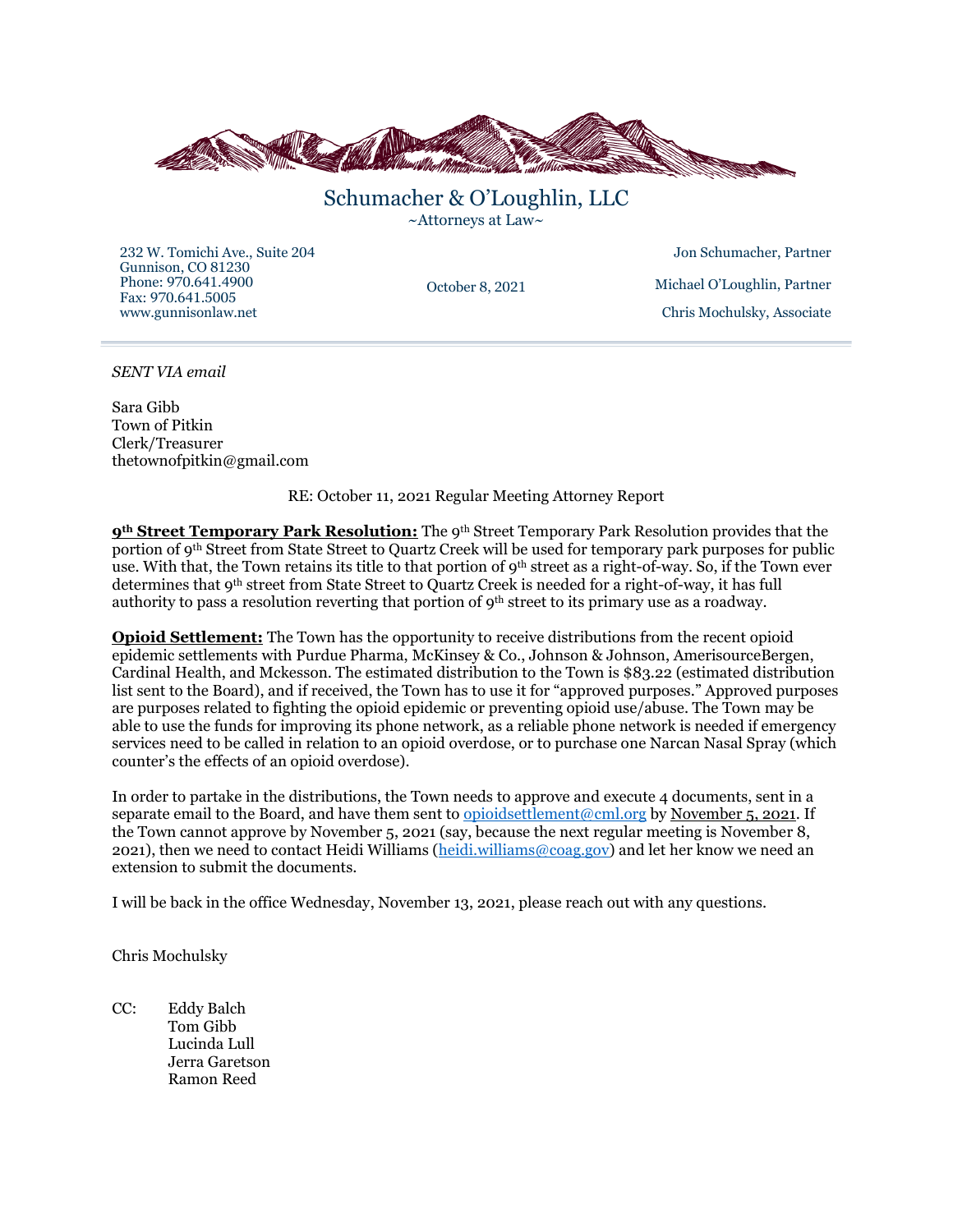# Schumacher & O'Loughlin, LLC

~Attorneys at Law~

232 W. Tomichi Ave., Suite 204
Gunnison, CO 81230
Phone: 970.641.4900
Fax: 970.641.5005
www.gunnisonlaw.net

October 8, 2021

Jon Schumacher, Partner
Michael O'Loughlin, Partner
Chris Mochulsky, Associate

---

*SENT VIA email*

Sara Gibb
Town of Pitkin
Clerk/Treasurer
thetownofpitkin@gmail.com

RE: October 11, 2021 Regular Meeting Attorney Report

**9th Street Temporary Park Resolution:** The 9th Street Temporary Park Resolution provides that the portion of 9th Street from State Street to Quartz Creek will be used for temporary park purposes for public use. With that, the Town retains its title to that portion of 9th street as a right-of-way. So, if the Town ever determines that 9th street from State Street to Quartz Creek is needed for a right-of-way, it has full authority to pass a resolution reverting that portion of 9th street to its primary use as a roadway.

**Opioid Settlement:** The Town has the opportunity to receive distributions from the recent opioid epidemic settlements with Purdue Pharma, McKinsey & Co., Johnson & Johnson, AmerisourceBergen, Cardinal Health, and Mckesson. The estimated distribution to the Town is $83.22 (estimated distribution list sent to the Board), and if received, the Town has to use it for "approved purposes." Approved purposes are purposes related to fighting the opioid epidemic or preventing opioid use/abuse. The Town may be able to use the funds for improving its phone network, as a reliable phone network is needed if emergency services need to be called in relation to an opioid overdose, or to purchase one Narcan Nasal Spray (which counter's the effects of an opioid overdose).

In order to partake in the distributions, the Town needs to approve and execute 4 documents, sent in a separate email to the Board, and have them sent to opioidsettlement@cml.org by November 5, 2021. If the Town cannot approve by November 5, 2021 (say, because the next regular meeting is November 8, 2021), then we need to contact Heidi Williams (heidi.williams@coag.gov) and let her know we need an extension to submit the documents.

I will be back in the office Wednesday, November 13, 2021, please reach out with any questions.

Chris Mochulsky

CC: Eddy Balch
Tom Gibb
Lucinda Lull
Jerra Garetson
Ramon Reed